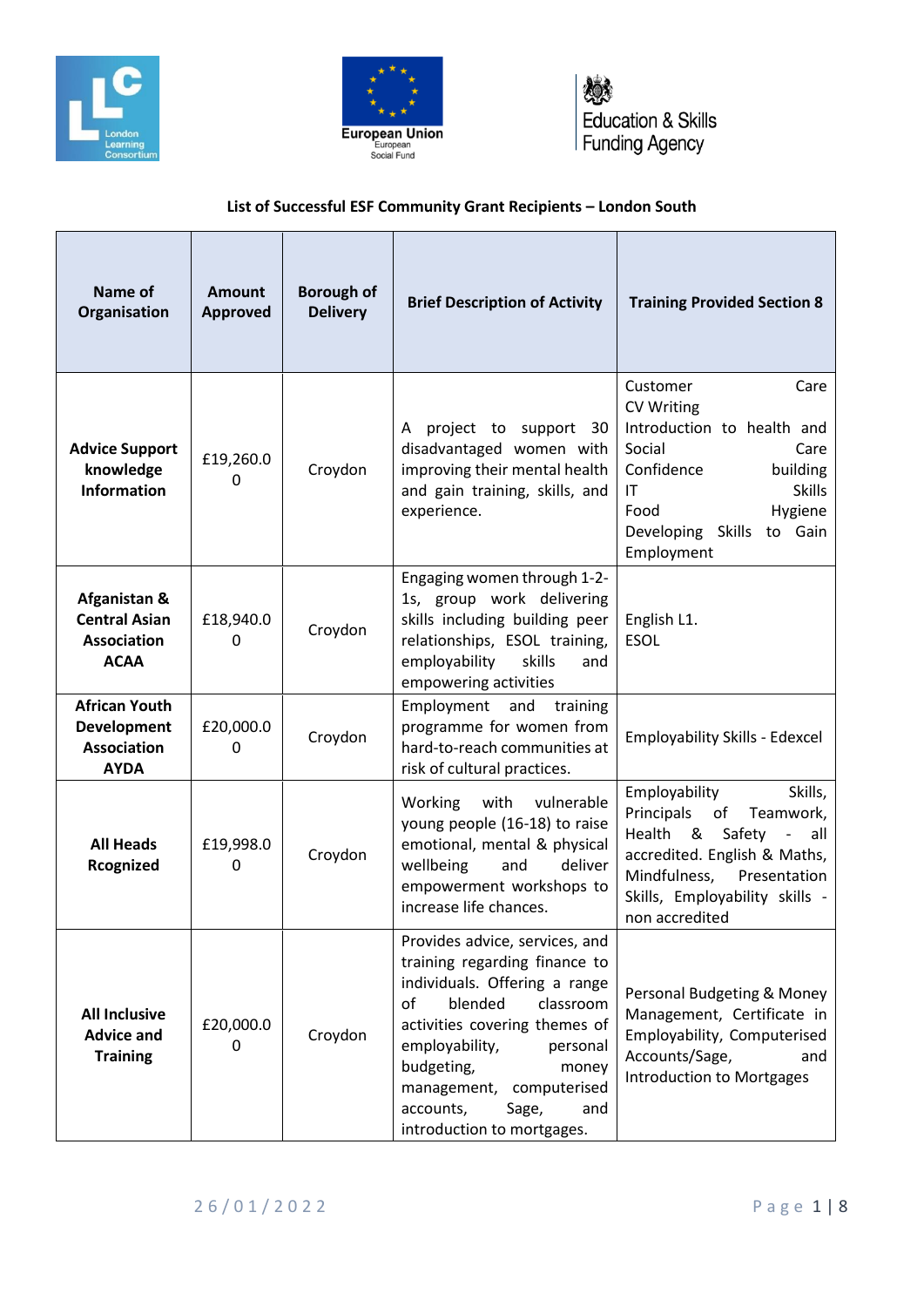## List of Successful ESF Community Grant Recipients – London South

| Name of Organisation | Amount Approved | Borough of Delivery | Brief Description of Activity | Training Provided Section 8 |
|---|---|---|---|---|
| **Advice Support knowledge Information** | £19,260.00 | Croydon | A project to support 30 disadvantaged women with improving their mental health and gain training, skills, and experience. | Customer Care<br>CV Writing<br>Introduction to health and Social Care<br>Confidence building<br>IT Skills<br>Food Hygiene<br>Developing Skills to Gain Employment |
| **Afganistan & Central Asian Association ACAA** | £18,940.00 | Croydon | Engaging women through 1-2-1s, group work delivering skills including building peer relationships, ESOL training, employability skills and empowering activities | English L1.<br>ESOL |
| **African Youth Development Association AYDA** | £20,000.00 | Croydon | Employment and training programme for women from hard-to-reach communities at risk of cultural practices. | Employability Skills - Edexcel |
| **All Heads Rcognized** | £19,998.00 | Croydon | Working with vulnerable young people (16-18) to raise emotional, mental & physical wellbeing and deliver empowerment workshops to increase life chances. | Employability Skills, Principals of Teamwork, Health & Safety - all accredited. English & Maths, Mindfulness, Presentation Skills, Employability skills - non accredited |
| **All Inclusive Advice and Training** | £20,000.00 | Croydon | Provides advice, services, and training regarding finance to individuals. Offering a range of blended classroom activities covering themes of employability, personal budgeting, money management, computerised accounts, Sage, and introduction to mortgages. | Personal Budgeting & Money Management, Certificate in Employability, Computerised Accounts/Sage, and Introduction to Mortgages |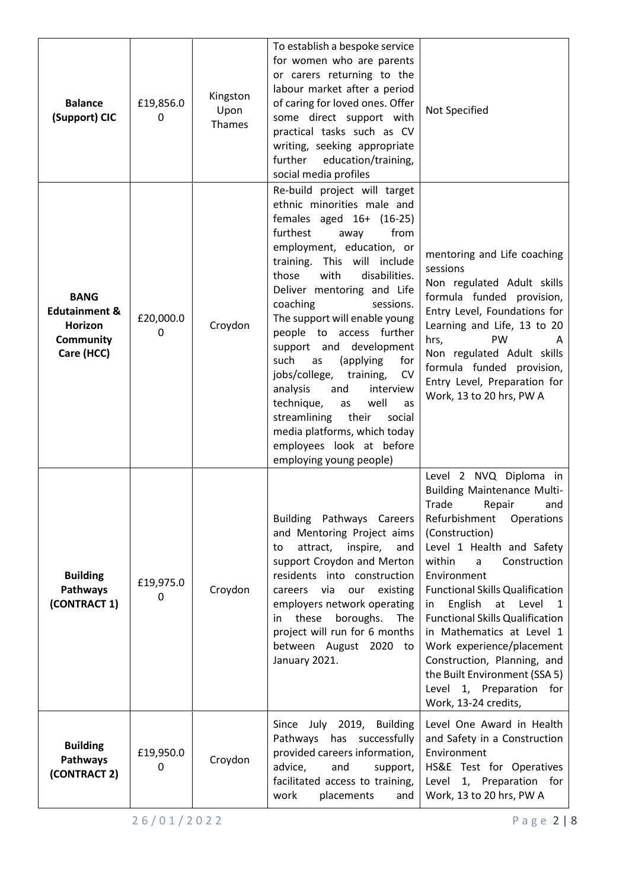| **Balance (Support) CIC** | £19,856.00 | Kingston Upon Thames | To establish a bespoke service for women who are parents or carers returning to the labour market after a period of caring for loved ones. Offer some direct support with practical tasks such as CV writing, seeking appropriate further education/training, social media profiles | Not Specified |
|---|---|---|---|---|
| **BANG Edutainment & Horizon Community Care (HCC)** | £20,000.00 | Croydon | Re-build project will target ethnic minorities male and females aged 16+ (16-25) furthest away from employment, education, or training. This will include those with disabilities. Deliver mentoring and Life coaching sessions. The support will enable young people to access further support and development such as (applying for jobs/college, training, CV analysis and interview technique, as well as streamlining their social media platforms, which today employees look at before employing young people) | mentoring and Life coaching sessions<br>Non regulated Adult skills formula funded provision, Entry Level, Foundations for Learning and Life, 13 to 20 hrs, PW A<br>Non regulated Adult skills formula funded provision, Entry Level, Preparation for Work, 13 to 20 hrs, PW A |
| **Building Pathways (CONTRACT 1)** | £19,975.00 | Croydon | Building Pathways Careers and Mentoring Project aims to attract, inspire, and support Croydon and Merton residents into construction careers via our existing employers network operating in these boroughs. The project will run for 6 months between August 2020 to January 2021. | Level 2 NVQ Diploma in Building Maintenance Multi-Trade Repair and Refurbishment Operations (Construction)<br>Level 1 Health and Safety within a Construction Environment<br>Functional Skills Qualification in English at Level 1<br>Functional Skills Qualification in Mathematics at Level 1<br>Work experience/placement Construction, Planning, and the Built Environment (SSA 5) Level 1, Preparation for Work, 13-24 credits, |
| **Building Pathways (CONTRACT 2)** | £19,950.00 | Croydon | Since July 2019, Building Pathways has successfully provided careers information, advice, and support, facilitated access to training, work placements and | Level One Award in Health and Safety in a Construction Environment<br>HS&E Test for Operatives Level 1, Preparation for Work, 13 to 20 hrs, PW A |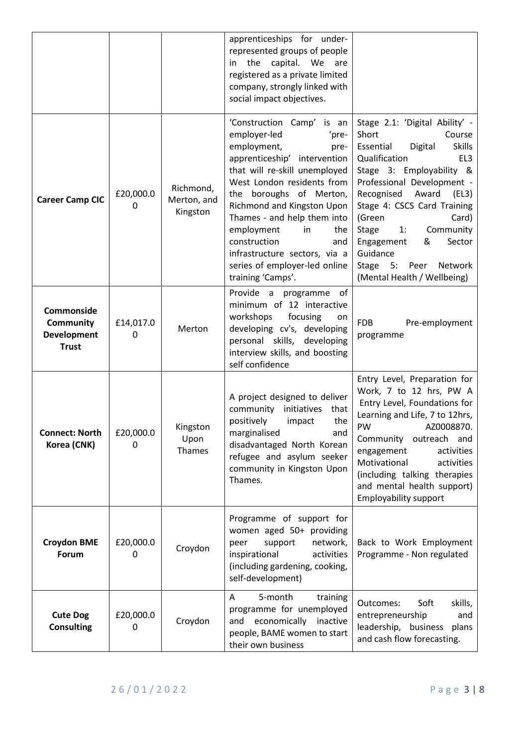| | | | | |
|---|---|---|---|---|
| | | | apprenticeships for under-represented groups of people in the capital. We are registered as a private limited company, strongly linked with social impact objectives. | |
| **Career Camp CIC** | £20,000.00 | Richmond, Merton, and Kingston | 'Construction Camp' is an employer-led 'pre-employment, pre-apprenticeship' intervention that will re-skill unemployed West London residents from the boroughs of Merton, Richmond and Kingston Upon Thames - and help them into employment in the construction and infrastructure sectors, via a series of employer-led online training 'Camps'. | Stage 2.1: 'Digital Ability' - Short Course Essential Digital Skills Qualification EL3 Stage 3: Employability & Professional Development - Recognised Award (EL3) Stage 4: CSCS Card Training (Green Card) Stage 1: Community Engagement & Sector Guidance Stage 5: Peer Network (Mental Health / Wellbeing) |
| **Commonside Community Development Trust** | £14,017.00 | Merton | Provide a programme of minimum of 12 interactive workshops focusing on developing cv's, developing personal skills, developing interview skills, and boosting self confidence | FDB Pre-employment programme |
| **Connect: North Korea (CNK)** | £20,000.00 | Kingston Upon Thames | A project designed to deliver community initiatives that positively impact the marginalised and disadvantaged North Korean refugee and asylum seeker community in Kingston Upon Thames. | Entry Level, Preparation for Work, 7 to 12 hrs, PW A Entry Level, Foundations for Learning and Life, 7 to 12hrs, PW AZ0008870. Community outreach and engagement activities Motivational activities (including talking therapies and mental health support) Employability support |
| **Croydon BME Forum** | £20,000.00 | Croydon | Programme of support for women aged 50+ providing peer support network, inspirational activities (including gardening, cooking, self-development) | Back to Work Employment Programme - Non regulated |
| **Cute Dog Consulting** | £20,000.00 | Croydon | A 5-month training programme for unemployed and economically inactive people, BAME women to start their own business | Outcomes: Soft skills, entrepreneurship and leadership, business plans and cash flow forecasting. |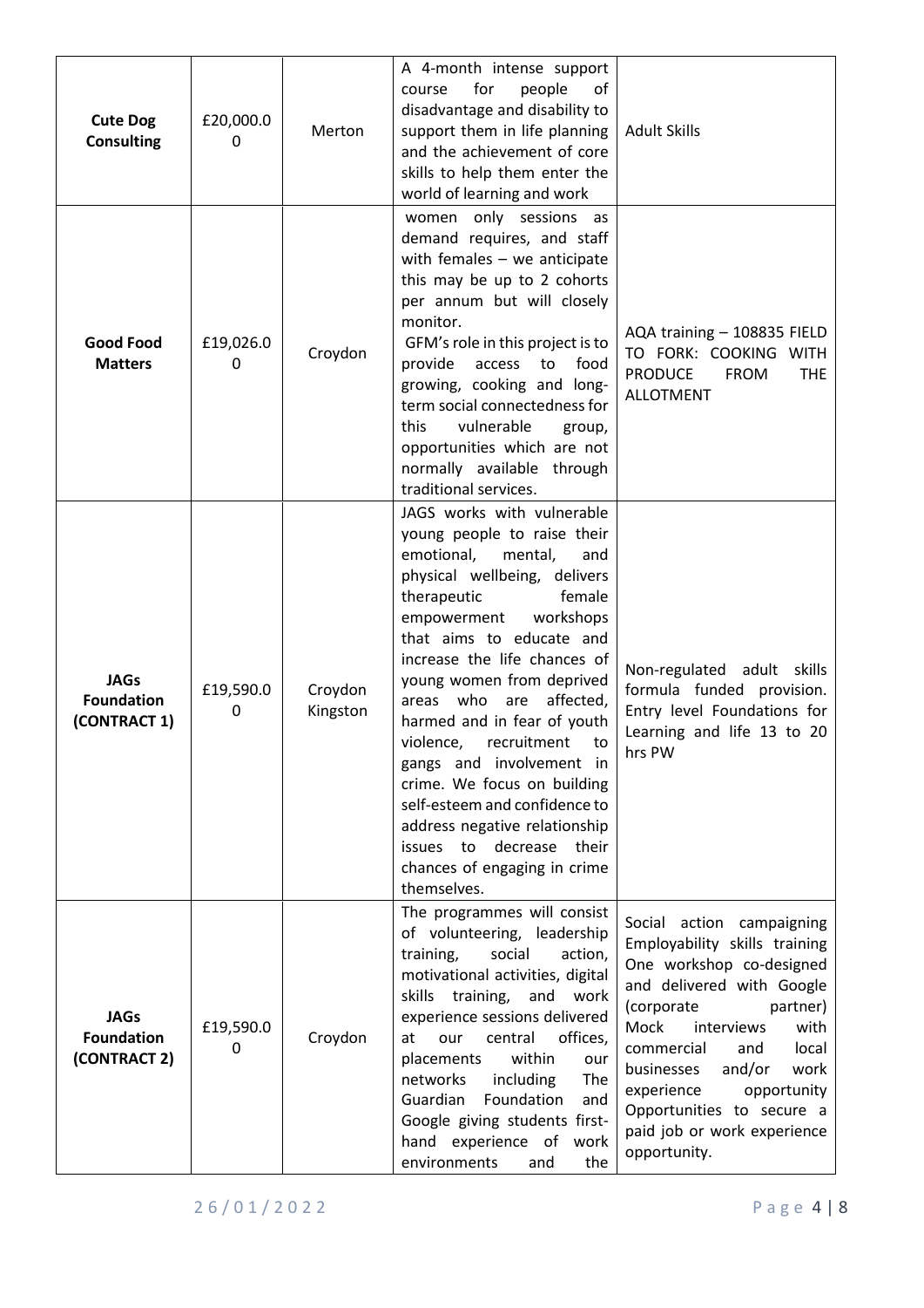| **Cute Dog Consulting** | £20,000.00 | Merton | A 4-month intense support course for people of disadvantage and disability to support them in life planning and the achievement of core skills to help them enter the world of learning and work | Adult Skills |
|---|---|---|---|---|
| **Good Food Matters** | £19,026.00 | Croydon | women only sessions as demand requires, and staff with females – we anticipate this may be up to 2 cohorts per annum but will closely monitor.<br>GFM's role in this project is to provide access to food growing, cooking and long-term social connectedness for this vulnerable group, opportunities which are not normally available through traditional services. | AQA training – 108835 FIELD TO FORK: COOKING WITH PRODUCE FROM THE ALLOTMENT |
| **JAGs Foundation (CONTRACT 1)** | £19,590.00 | Croydon Kingston | JAGS works with vulnerable young people to raise their emotional, mental, and physical wellbeing, delivers therapeutic female empowerment workshops that aims to educate and increase the life chances of young women from deprived areas who are affected, harmed and in fear of youth violence, recruitment to gangs and involvement in crime. We focus on building self-esteem and confidence to address negative relationship issues to decrease their chances of engaging in crime themselves. | Non-regulated adult skills formula funded provision. Entry level Foundations for Learning and life 13 to 20 hrs PW |
| **JAGs Foundation (CONTRACT 2)** | £19,590.00 | Croydon | The programmes will consist of volunteering, leadership training, social action, motivational activities, digital skills training, and work experience sessions delivered at our central offices, placements within our networks including The Guardian Foundation and Google giving students first-hand experience of work environments and the | Social action campaigning<br>Employability skills training<br>One workshop co-designed and delivered with Google (corporate partner)<br>Mock interviews with commercial and local businesses and/or work experience opportunity<br>Opportunities to secure a paid job or work experience opportunity. |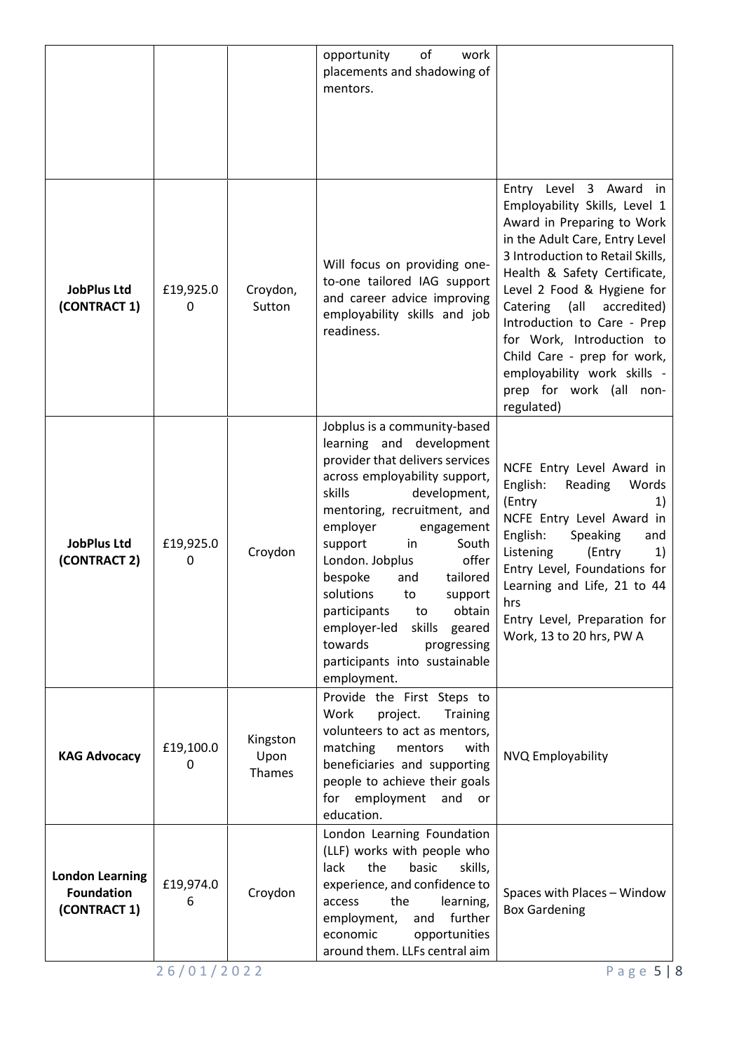| | | | | |
|---|---|---|---|---|
| | | | opportunity of work placements and shadowing of mentors. | |
| **JobPlus Ltd (CONTRACT 1)** | £19,925.00 | Croydon, Sutton | Will focus on providing one-to-one tailored IAG support and career advice improving employability skills and job readiness. | Entry Level 3 Award in Employability Skills, Level 1 Award in Preparing to Work in the Adult Care, Entry Level 3 Introduction to Retail Skills, Health & Safety Certificate, Level 2 Food & Hygiene for Catering (all accredited) Introduction to Care - Prep for Work, Introduction to Child Care - prep for work, employability work skills - prep for work (all non-regulated) |
| **JobPlus Ltd (CONTRACT 2)** | £19,925.00 | Croydon | Jobplus is a community-based learning and development provider that delivers services across employability support, skills development, mentoring, recruitment, and employer engagement support in South London. Jobplus offer bespoke and tailored solutions to support participants to obtain employer-led skills geared towards progressing participants into sustainable employment. | NCFE Entry Level Award in English: Reading Words (Entry 1)<br>NCFE Entry Level Award in English: Speaking and Listening (Entry 1)<br>Entry Level, Foundations for Learning and Life, 21 to 44 hrs<br>Entry Level, Preparation for Work, 13 to 20 hrs, PW A |
| **KAG Advocacy** | £19,100.00 | Kingston Upon Thames | Provide the First Steps to Work project. Training volunteers to act as mentors, matching mentors with beneficiaries and supporting people to achieve their goals for employment and or education. | NVQ Employability |
| **London Learning Foundation (CONTRACT 1)** | £19,974.06 | Croydon | London Learning Foundation (LLF) works with people who lack the basic skills, experience, and confidence to access the learning, employment, and further economic opportunities around them. LLFs central aim | Spaces with Places – Window Box Gardening |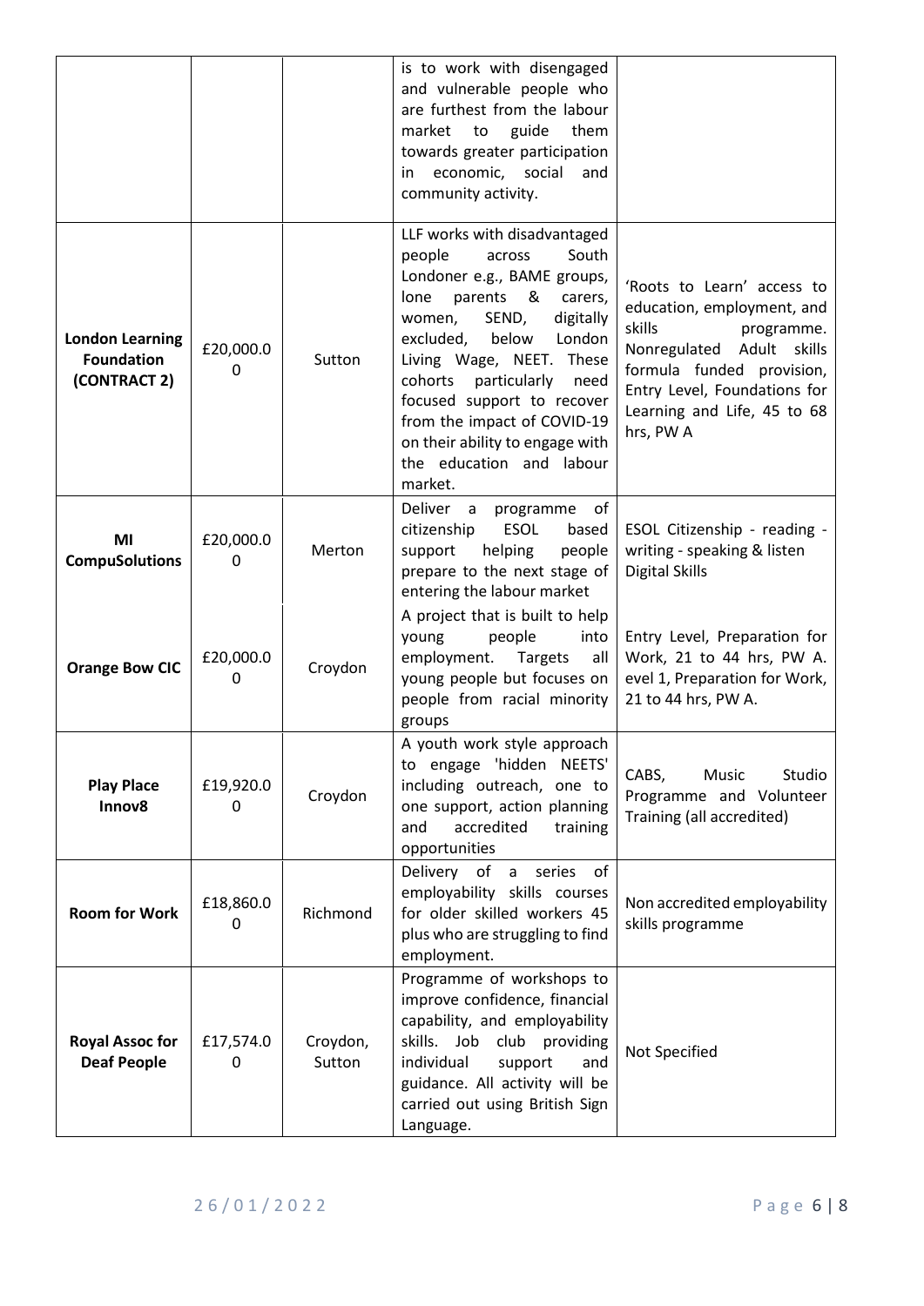| | | | | |
|---|---|---|---|---|
| | | | is to work with disengaged and vulnerable people who are furthest from the labour market to guide them towards greater participation in economic, social and community activity. | |
| **London Learning Foundation (CONTRACT 2)** | £20,000.00 | Sutton | LLF works with disadvantaged people across South Londoner e.g., BAME groups, lone parents & carers, women, SEND, digitally excluded, below London Living Wage, NEET. These cohorts particularly need focused support to recover from the impact of COVID-19 on their ability to engage with the education and labour market. | 'Roots to Learn' access to education, employment, and skills programme. Nonregulated Adult skills formula funded provision, Entry Level, Foundations for Learning and Life, 45 to 68 hrs, PW A |
| **MI CompuSolutions** | £20,000.00 | Merton | Deliver a programme of citizenship ESOL based support helping people prepare to the next stage of entering the labour market | ESOL Citizenship - reading - writing - speaking & listen Digital Skills |
| **Orange Bow CIC** | £20,000.00 | Croydon | A project that is built to help young people into employment. Targets all young people but focuses on people from racial minority groups | Entry Level, Preparation for Work, 21 to 44 hrs, PW A. evel 1, Preparation for Work, 21 to 44 hrs, PW A. |
| **Play Place Innov8** | £19,920.00 | Croydon | A youth work style approach to engage 'hidden NEETS' including outreach, one to one support, action planning and accredited training opportunities | CABS, Music Studio Programme and Volunteer Training (all accredited) |
| **Room for Work** | £18,860.00 | Richmond | Delivery of a series of employability skills courses for older skilled workers 45 plus who are struggling to find employment. | Non accredited employability skills programme |
| **Royal Assoc for Deaf People** | £17,574.00 | Croydon, Sutton | Programme of workshops to improve confidence, financial capability, and employability skills. Job club providing individual support and guidance. All activity will be carried out using British Sign Language. | Not Specified |

26/01/2022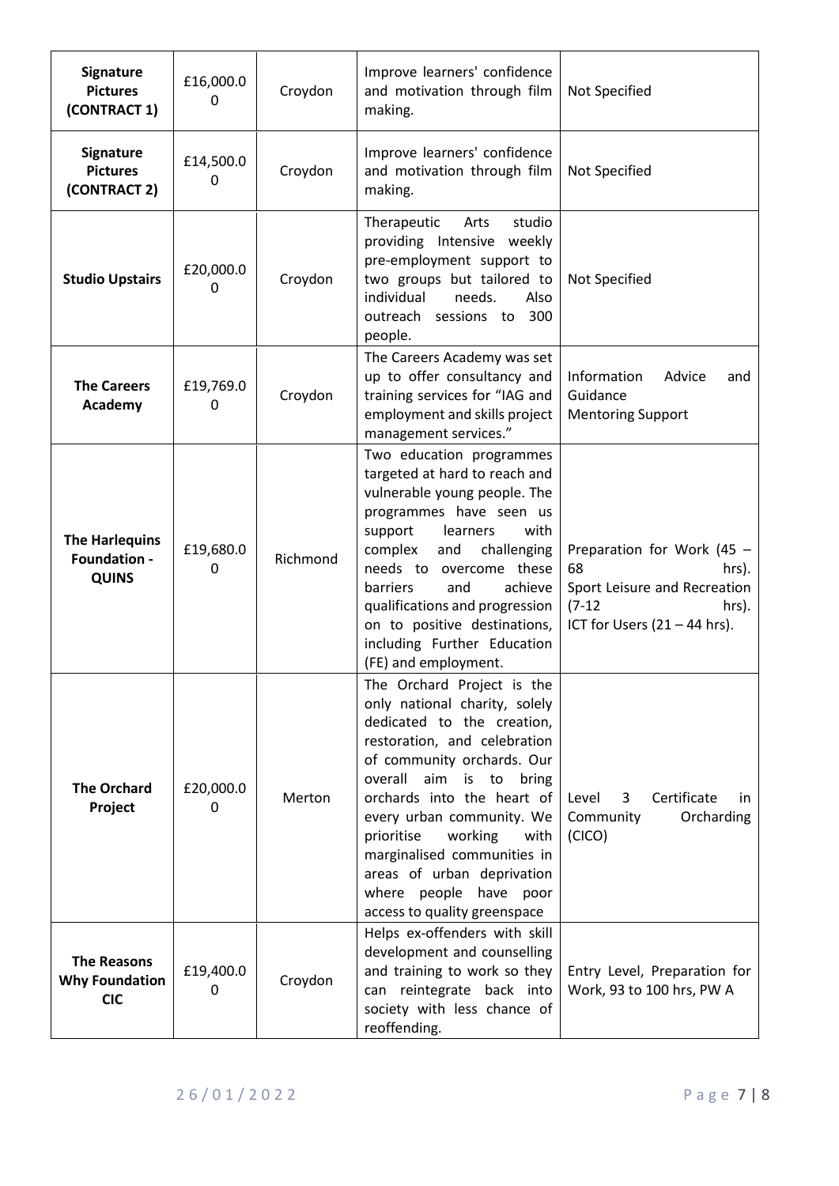| **Signature Pictures (CONTRACT 1)** | £16,000.00 | Croydon | Improve learners' confidence and motivation through film making. | Not Specified |
|---|---|---|---|---|
| **Signature Pictures (CONTRACT 2)** | £14,500.00 | Croydon | Improve learners' confidence and motivation through film making. | Not Specified |
| **Studio Upstairs** | £20,000.00 | Croydon | Therapeutic Arts studio providing Intensive weekly pre-employment support to two groups but tailored to individual needs. Also outreach sessions to 300 people. | Not Specified |
| **The Careers Academy** | £19,769.00 | Croydon | The Careers Academy was set up to offer consultancy and training services for "IAG and employment and skills project management services." | Information Advice and Guidance<br>Mentoring Support |
| **The Harlequins Foundation - QUINS** | £19,680.00 | Richmond | Two education programmes targeted at hard to reach and vulnerable young people. The programmes have seen us support learners with complex and challenging needs to overcome these barriers and achieve qualifications and progression on to positive destinations, including Further Education (FE) and employment. | Preparation for Work (45 – 68 hrs).<br>Sport Leisure and Recreation (7-12 hrs).<br>ICT for Users (21 – 44 hrs). |
| **The Orchard Project** | £20,000.00 | Merton | The Orchard Project is the only national charity, solely dedicated to the creation, restoration, and celebration of community orchards. Our overall aim is to bring orchards into the heart of every urban community. We prioritise working with marginalised communities in areas of urban deprivation where people have poor access to quality greenspace | Level 3 Certificate in Community Orcharding (CICO) |
| **The Reasons Why Foundation CIC** | £19,400.00 | Croydon | Helps ex-offenders with skill development and counselling and training to work so they can reintegrate back into society with less chance of reoffending. | Entry Level, Preparation for Work, 93 to 100 hrs, PW A |

26/01/2022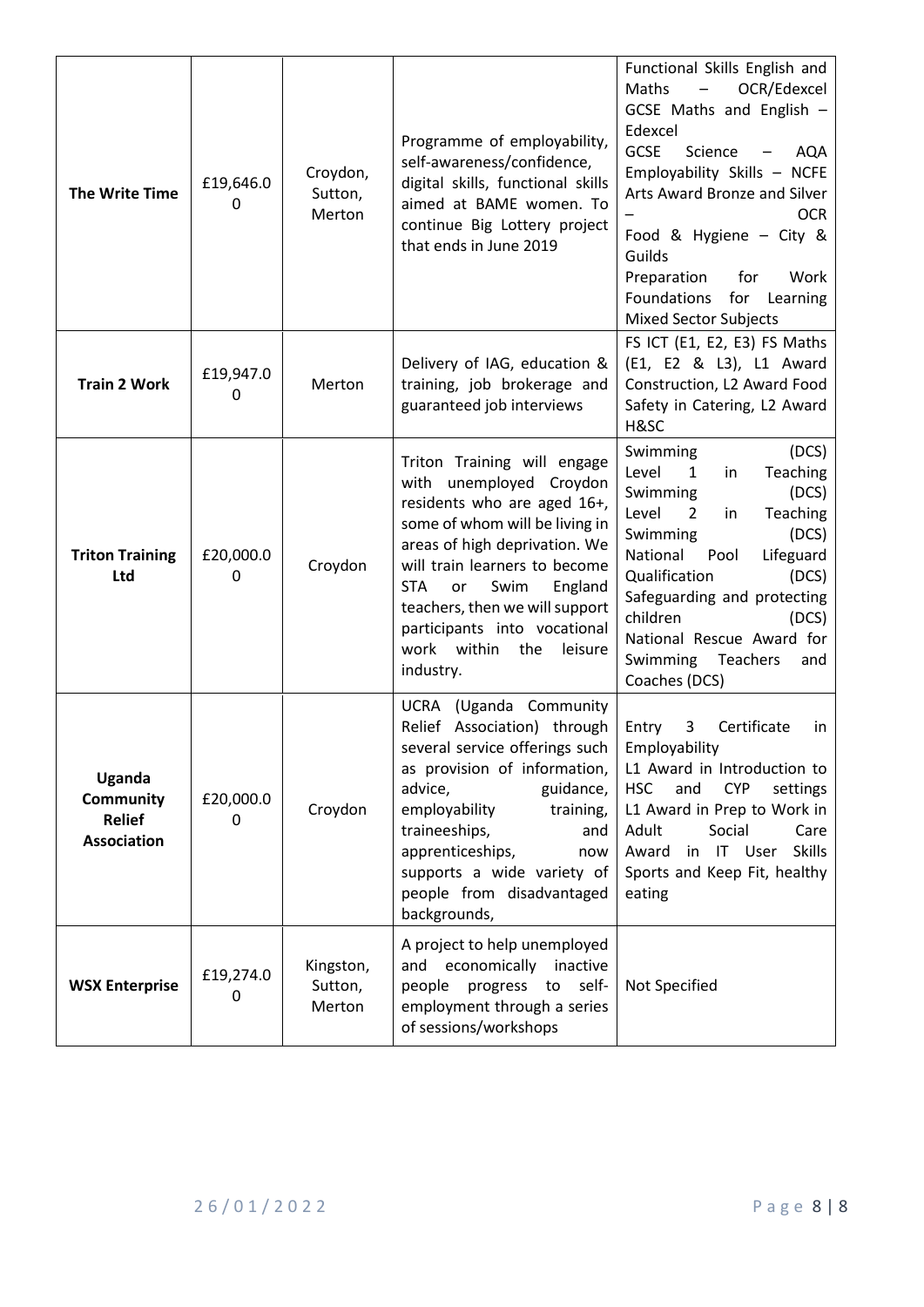| | | | | |
|---|---|---|---|---|
| **The Write Time** | £19,646.00 | Croydon, Sutton, Merton | Programme of employability, self-awareness/confidence, digital skills, functional skills aimed at BAME women. To continue Big Lottery project that ends in June 2019 | Functional Skills English and Maths – OCR/Edexcel GCSE Maths and English – Edexcel GCSE Science – AQA Employability Skills – NCFE Arts Award Bronze and Silver – OCR Food & Hygiene – City & Guilds Preparation for Work Foundations for Learning Mixed Sector Subjects |
| **Train 2 Work** | £19,947.00 | Merton | Delivery of IAG, education & training, job brokerage and guaranteed job interviews | FS ICT (E1, E2, E3) FS Maths (E1, E2 & L3), L1 Award Construction, L2 Award Food Safety in Catering, L2 Award H&SC |
| **Triton Training Ltd** | £20,000.00 | Croydon | Triton Training will engage with unemployed Croydon residents who are aged 16+, some of whom will be living in areas of high deprivation. We will train learners to become STA or Swim England teachers, then we will support participants into vocational work within the leisure industry. | Swimming (DCS) Level 1 in Teaching Swimming (DCS) Level 2 in Teaching Swimming (DCS) National Pool Lifeguard Qualification (DCS) Safeguarding and protecting children (DCS) National Rescue Award for Swimming Teachers and Coaches (DCS) |
| **Uganda Community Relief Association** | £20,000.00 | Croydon | UCRA (Uganda Community Relief Association) through several service offerings such as provision of information, advice, guidance, employability training, traineeships, and apprenticeships, now supports a wide variety of people from disadvantaged backgrounds, | Entry 3 Certificate in Employability L1 Award in Introduction to HSC and CYP settings L1 Award in Prep to Work in Adult Social Care Award in IT User Skills Sports and Keep Fit, healthy eating |
| **WSX Enterprise** | £19,274.00 | Kingston, Sutton, Merton | A project to help unemployed and economically inactive people progress to self-employment through a series of sessions/workshops | Not Specified |